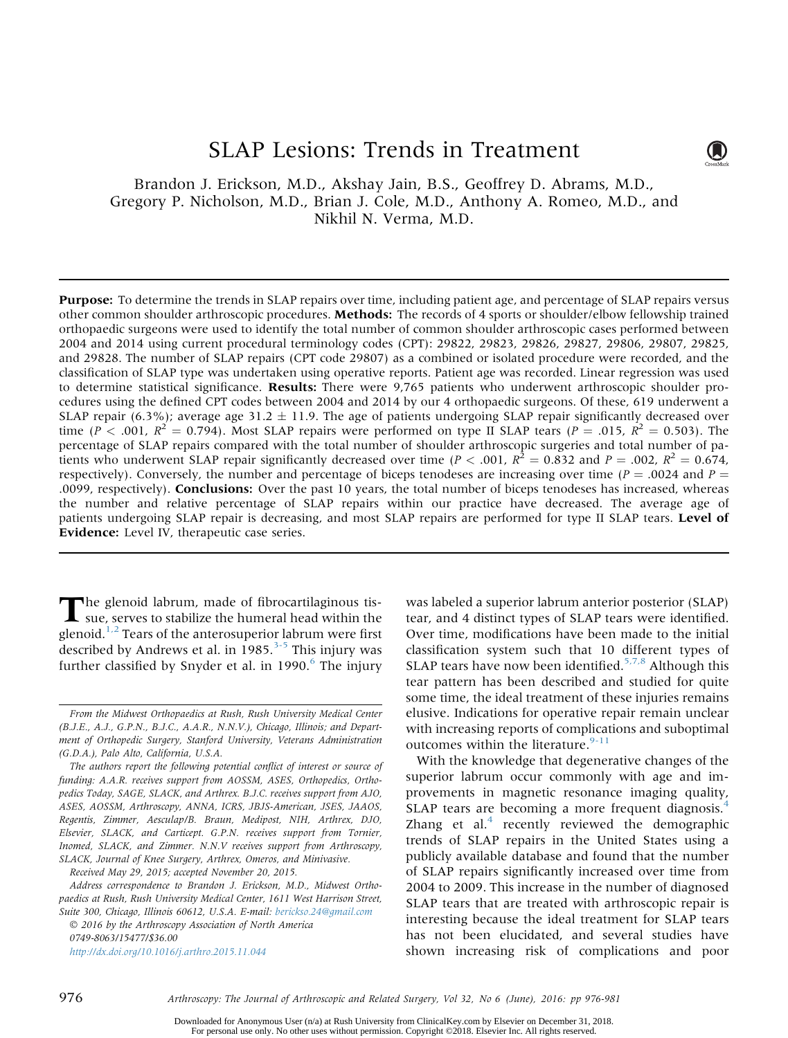# SLAP Lesions: Trends in Treatment

Brandon J. Erickson, M.D., Akshay Jain, B.S., Geoffrey D. Abrams, M.D., Gregory P. Nicholson, M.D., Brian J. Cole, M.D., Anthony A. Romeo, M.D., and Nikhil N. Verma, M.D.

**Purpose:** To determine the trends in SLAP repairs over time, including patient age, and percentage of SLAP repairs versus other common shoulder arthroscopic procedures. **Methods:** The records of 4 sports or shoulder/elbow fellowship trained orthopaedic surgeons were used to identify the total number of common shoulder arthroscopic cases performed between 2004 and 2014 using current procedural terminology codes (CPT): 29822, 29823, 29826, 29827, 29806, 29807, 29825, and 29828. The number of SLAP repairs (CPT code 29807) as a combined or isolated procedure were recorded, and the classification of SLAP type was undertaken using operative reports. Patient age was recorded. Linear regression was used to determine statistical significance. **Results:** There were 9,765 patients who underwent arthroscopic shoulder procedures using the defined CPT codes between 2004 and 2014 by our 4 orthopaedic surgeons. Of these, 619 underwent a SLAP repair (6.3%); average age 31.2 ± 11.9. The age of patients undergoing SLAP repair significantly decreased over time ($P < .001$, $R^2 = 0.794$). Most SLAP repairs were performed on type II SLAP tears ($P = .015$, $R^2 = 0.503$). The percentage of SLAP repairs compared with the total number of shoulder arthroscopic surgeries and total number of patients who underwent SLAP repair significantly decreased over time ($P < .001$, $R^2 = 0.832$ and $P = .002$, $R^2 = 0.674$, respectively). Conversely, the number and percentage of biceps tenodeses are increasing over time ($P = .0024$ and $P = .0099$, respectively). **Conclusions:** Over the past 10 years, the total number of biceps tenodeses has increased, whereas the number and relative percentage of SLAP repairs within our practice have decreased. The average age of patients undergoing SLAP repair is decreasing, and most SLAP repairs are performed for type II SLAP tears. **Level of Evidence:** Level IV, therapeutic case series.

The glenoid labrum, made of fibrocartilaginous tissue, serves to stabilize the humeral head within the glenoid.[1,2] Tears of the anterosuperior labrum were first described by Andrews et al. in 1985.[3-5] This injury was further classified by Snyder et al. in 1990.[6] The injury was labeled a superior labrum anterior posterior (SLAP) tear, and 4 distinct types of SLAP tears were identified. Over time, modifications have been made to the initial classification system such that 10 different types of SLAP tears have now been identified.[5,7,8] Although this tear pattern has been described and studied for quite some time, the ideal treatment of these injuries remains elusive. Indications for operative repair remain unclear with increasing reports of complications and suboptimal outcomes within the literature.[9-11]

With the knowledge that degenerative changes of the superior labrum occur commonly with age and improvements in magnetic resonance imaging quality, SLAP tears are becoming a more frequent diagnosis.[4] Zhang et al.[4] recently reviewed the demographic trends of SLAP repairs in the United States using a publicly available database and found that the number of SLAP repairs significantly increased over time from 2004 to 2009. This increase in the number of diagnosed SLAP tears that are treated with arthroscopic repair is interesting because the ideal treatment for SLAP tears has not been elucidated, and several studies have shown increasing risk of complications and poor

*From the Midwest Orthopaedics at Rush, Rush University Medical Center (B.J.E., A.J., G.P.N., B.J.C., A.A.R., N.N.V.), Chicago, Illinois; and Department of Orthopedic Surgery, Stanford University, Veterans Administration (G.D.A.), Palo Alto, California, U.S.A.*

*The authors report the following potential conflict of interest or source of funding: A.A.R. receives support from AOSSM, ASES, Orthopedics, Orthopedics Today, SAGE, SLACK, and Arthrex. B.J.C. receives support from AJO, ASES, AOSSM, Arthroscopy, ANNA, ICRS, JBJS-American, JSES, JAAOS, Regentis, Zimmer, Aesculap/B. Braun, Medipost, NIH, Arthrex, DJO, Elsevier, SLACK, and Carticept. G.P.N. receives support from Tornier, Inomed, SLACK, and Zimmer. N.N.V receives support from Arthroscopy, SLACK, Journal of Knee Surgery, Arthrex, Omeros, and Minivasive.*

*Received May 29, 2015; accepted November 20, 2015.*

*Address correspondence to Brandon J. Erickson, M.D., Midwest Orthopaedics at Rush, Rush University Medical Center, 1611 West Harrison Street, Suite 300, Chicago, Illinois 60612, U.S.A. E-mail: berickso.24@gmail.com*

*© 2016 by the Arthroscopy Association of North America*

*0749-8063/15477/$36.00*

*http://dx.doi.org/10.1016/j.arthro.2015.11.044*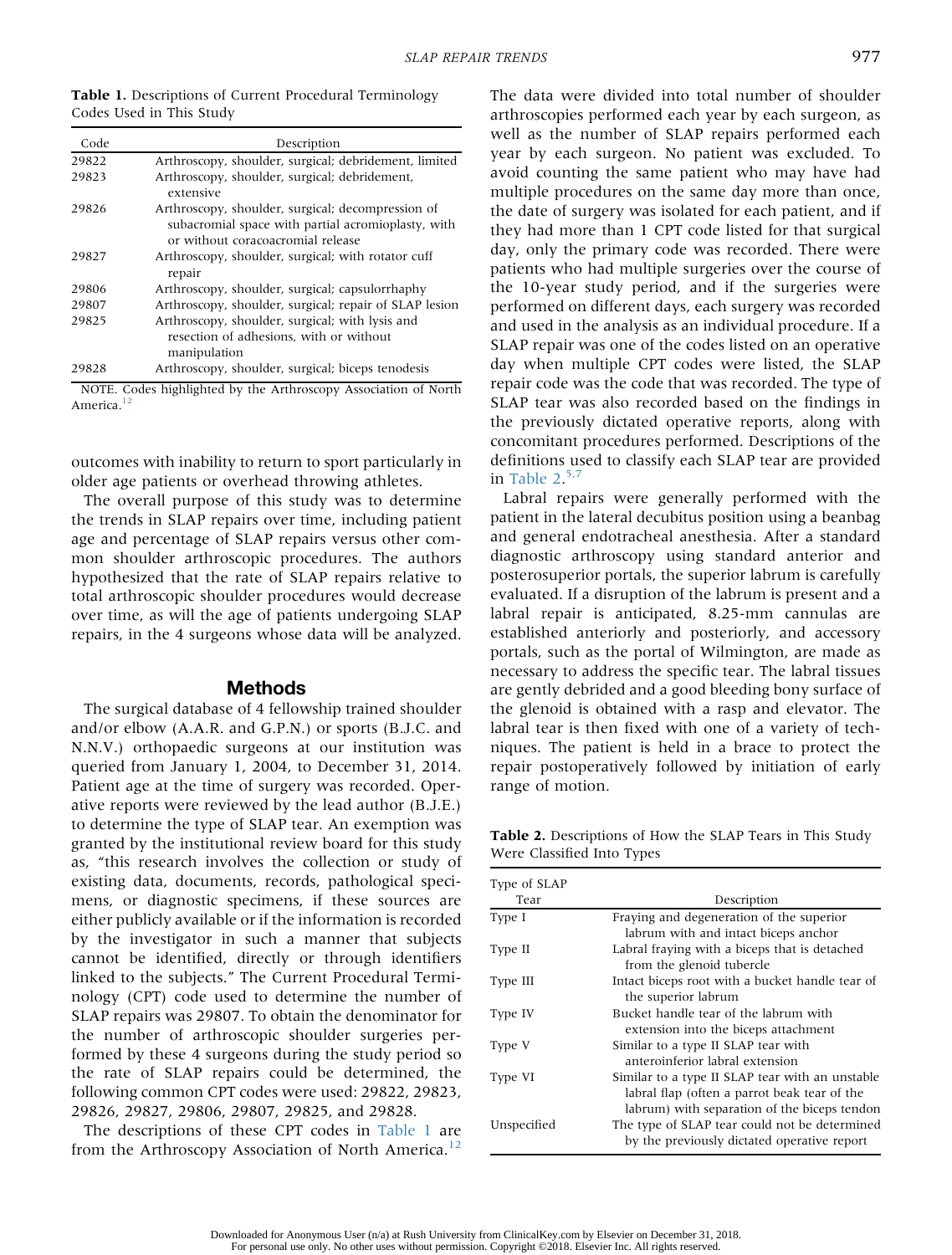**Table 1.** Descriptions of Current Procedural Terminology Codes Used in This Study

| Code | Description |
|---|---|
| 29822 | Arthroscopy, shoulder, surgical; debridement, limited |
| 29823 | Arthroscopy, shoulder, surgical; debridement, extensive |
| 29826 | Arthroscopy, shoulder, surgical; decompression of subacromial space with partial acromioplasty, with or without coracoacromial release |
| 29827 | Arthroscopy, shoulder, surgical; with rotator cuff repair |
| 29806 | Arthroscopy, shoulder, surgical; capsulorrhaphy |
| 29807 | Arthroscopy, shoulder, surgical; repair of SLAP lesion |
| 29825 | Arthroscopy, shoulder, surgical; with lysis and resection of adhesions, with or without manipulation |
| 29828 | Arthroscopy, shoulder, surgical; biceps tenodesis |

NOTE. Codes highlighted by the Arthroscopy Association of North America.[12]

outcomes with inability to return to sport particularly in older age patients or overhead throwing athletes.

The overall purpose of this study was to determine the trends in SLAP repairs over time, including patient age and percentage of SLAP repairs versus other common shoulder arthroscopic procedures. The authors hypothesized that the rate of SLAP repairs relative to total arthroscopic shoulder procedures would decrease over time, as will the age of patients undergoing SLAP repairs, in the 4 surgeons whose data will be analyzed.

## Methods

The surgical database of 4 fellowship trained shoulder and/or elbow (A.A.R. and G.P.N.) or sports (B.J.C. and N.N.V.) orthopaedic surgeons at our institution was queried from January 1, 2004, to December 31, 2014. Patient age at the time of surgery was recorded. Operative reports were reviewed by the lead author (B.J.E.) to determine the type of SLAP tear. An exemption was granted by the institutional review board for this study as, "this research involves the collection or study of existing data, documents, records, pathological specimens, or diagnostic specimens, if these sources are either publicly available or if the information is recorded by the investigator in such a manner that subjects cannot be identified, directly or through identifiers linked to the subjects." The Current Procedural Terminology (CPT) code used to determine the number of SLAP repairs was 29807. To obtain the denominator for the number of arthroscopic shoulder surgeries performed by these 4 surgeons during the study period so the rate of SLAP repairs could be determined, the following common CPT codes were used: 29822, 29823, 29826, 29827, 29806, 29807, 29825, and 29828.

The descriptions of these CPT codes in Table 1 are from the Arthroscopy Association of North America.[12]

The data were divided into total number of shoulder arthroscopies performed each year by each surgeon, as well as the number of SLAP repairs performed each year by each surgeon. No patient was excluded. To avoid counting the same patient who may have had multiple procedures on the same day more than once, the date of surgery was isolated for each patient, and if they had more than 1 CPT code listed for that surgical day, only the primary code was recorded. There were patients who had multiple surgeries over the course of the 10-year study period, and if the surgeries were performed on different days, each surgery was recorded and used in the analysis as an individual procedure. If a SLAP repair was one of the codes listed on an operative day when multiple CPT codes were listed, the SLAP repair code was the code that was recorded. The type of SLAP tear was also recorded based on the findings in the previously dictated operative reports, along with concomitant procedures performed. Descriptions of the definitions used to classify each SLAP tear are provided in Table 2.[5,7]

Labral repairs were generally performed with the patient in the lateral decubitus position using a beanbag and general endotracheal anesthesia. After a standard diagnostic arthroscopy using standard anterior and posterosuperior portals, the superior labrum is carefully evaluated. If a disruption of the labrum is present and a labral repair is anticipated, 8.25-mm cannulas are established anteriorly and posteriorly, and accessory portals, such as the portal of Wilmington, are made as necessary to address the specific tear. The labral tissues are gently debrided and a good bleeding bony surface of the glenoid is obtained with a rasp and elevator. The labral tear is then fixed with one of a variety of techniques. The patient is held in a brace to protect the repair postoperatively followed by initiation of early range of motion.

**Table 2.** Descriptions of How the SLAP Tears in This Study Were Classified Into Types

| Type of SLAP Tear | Description |
|---|---|
| Type I | Fraying and degeneration of the superior labrum with and intact biceps anchor |
| Type II | Labral fraying with a biceps that is detached from the glenoid tubercle |
| Type III | Intact biceps root with a bucket handle tear of the superior labrum |
| Type IV | Bucket handle tear of the labrum with extension into the biceps attachment |
| Type V | Similar to a type II SLAP tear with anteroinferior labral extension |
| Type VI | Similar to a type II SLAP tear with an unstable labral flap (often a parrot beak tear of the labrum) with separation of the biceps tendon |
| Unspecified | The type of SLAP tear could not be determined by the previously dictated operative report |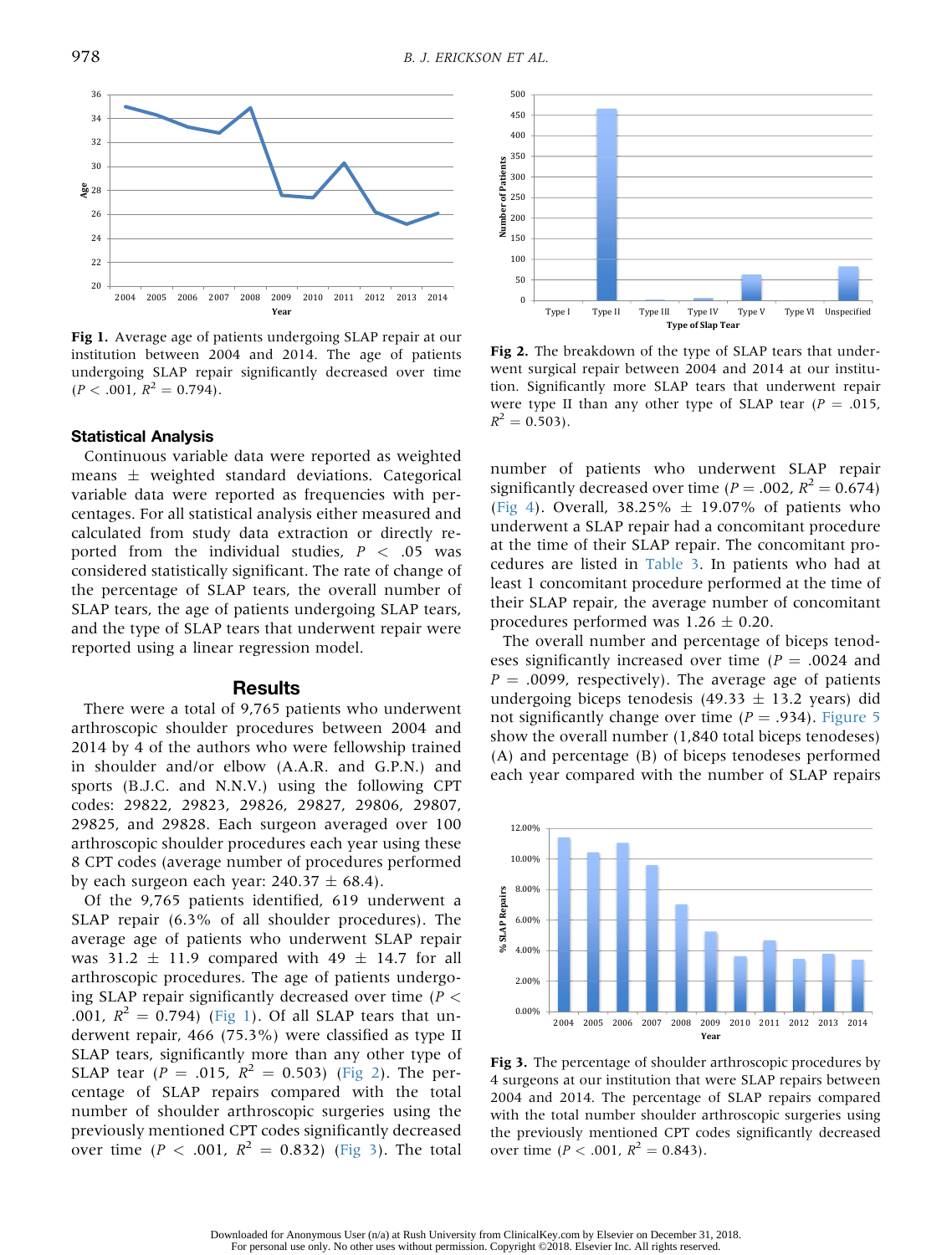Fig 1. Average age of patients undergoing SLAP repair at our institution between 2004 and 2014. The age of patients undergoing SLAP repair significantly decreased over time ($P < .001$, $R^2 = 0.794$).

### Statistical Analysis

Continuous variable data were reported as weighted means ± weighted standard deviations. Categorical variable data were reported as frequencies with percentages. For all statistical analysis either measured and calculated from study data extraction or directly reported from the individual studies, $P < .05$ was considered statistically significant. The rate of change of the percentage of SLAP tears, the overall number of SLAP tears, the age of patients undergoing SLAP tears, and the type of SLAP tears that underwent repair were reported using a linear regression model.

## Results

There were a total of 9,765 patients who underwent arthroscopic shoulder procedures between 2004 and 2014 by 4 of the authors who were fellowship trained in shoulder and/or elbow (A.A.R. and G.P.N.) and sports (B.J.C. and N.N.V.) using the following CPT codes: 29822, 29823, 29826, 29827, 29806, 29807, 29825, and 29828. Each surgeon averaged over 100 arthroscopic shoulder procedures each year using these 8 CPT codes (average number of procedures performed by each surgeon each year: 240.37 ± 68.4).

Of the 9,765 patients identified, 619 underwent a SLAP repair (6.3% of all shoulder procedures). The average age of patients who underwent SLAP repair was 31.2 ± 11.9 compared with 49 ± 14.7 for all arthroscopic procedures. The age of patients undergoing SLAP repair significantly decreased over time ($P < .001$, $R^2 = 0.794$) (Fig 1). Of all SLAP tears that underwent repair, 466 (75.3%) were classified as type II SLAP tears, significantly more than any other type of SLAP tear ($P = .015$, $R^2 = 0.503$) (Fig 2). The percentage of SLAP repairs compared with the total number of shoulder arthroscopic surgeries using the previously mentioned CPT codes significantly decreased over time ($P < .001$, $R^2 = 0.832$) (Fig 3). The total number of patients who underwent SLAP repair significantly decreased over time ($P = .002$, $R^2 = 0.674$) (Fig 4). Overall, 38.25% ± 19.07% of patients who underwent a SLAP repair had a concomitant procedure at the time of their SLAP repair. The concomitant procedures are listed in Table 3. In patients who had at least 1 concomitant procedure performed at the time of their SLAP repair, the average number of concomitant procedures performed was 1.26 ± 0.20.

The overall number and percentage of biceps tenodeses significantly increased over time ($P = .0024$ and $P = .0099$, respectively). The average age of patients undergoing biceps tenodesis (49.33 ± 13.2 years) did not significantly change over time ($P = .934$). Figure 5 show the overall number (1,840 total biceps tenodeses) (A) and percentage (B) of biceps tenodeses performed each year compared with the number of SLAP repairs

Fig 2. The breakdown of the type of SLAP tears that underwent surgical repair between 2004 and 2014 at our institution. Significantly more SLAP tears that underwent repair were type II than any other type of SLAP tear ($P = .015$, $R^2 = 0.503$).

Fig 3. The percentage of shoulder arthroscopic procedures by 4 surgeons at our institution that were SLAP repairs between 2004 and 2014. The percentage of SLAP repairs compared with the total number shoulder arthroscopic surgeries using the previously mentioned CPT codes significantly decreased over time ($P < .001$, $R^2 = 0.843$).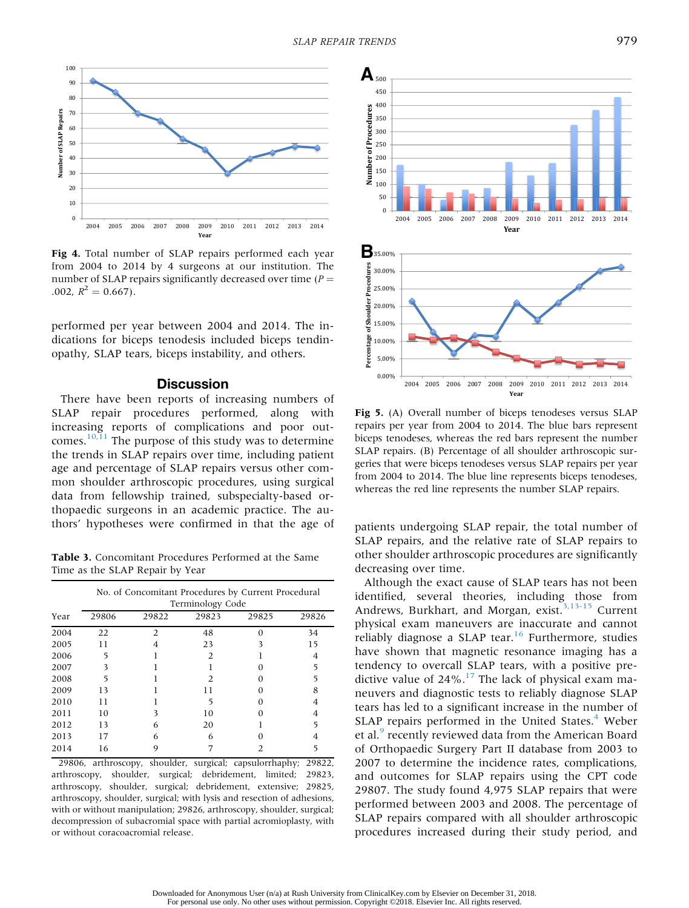Fig 4. Total number of SLAP repairs performed each year from 2004 to 2014 by 4 surgeons at our institution. The number of SLAP repairs significantly decreased over time ($P = .002$, $R^2 = 0.667$).

performed per year between 2004 and 2014. The indications for biceps tenodesis included biceps tendinopathy, SLAP tears, biceps instability, and others.

## Discussion

There have been reports of increasing numbers of SLAP repair procedures performed, along with increasing reports of complications and poor outcomes.[10,11] The purpose of this study was to determine the trends in SLAP repairs over time, including patient age and percentage of SLAP repairs versus other common shoulder arthroscopic procedures, using surgical data from fellowship trained, subspecialty-based orthopaedic surgeons in an academic practice. The authors' hypotheses were confirmed in that the age of patients undergoing SLAP repair, the total number of SLAP repairs, and the relative rate of SLAP repairs to other shoulder arthroscopic procedures are significantly decreasing over time.

Although the exact cause of SLAP tears has not been identified, several theories, including those from Andrews, Burkhart, and Morgan, exist.[3,13-15] Current physical exam maneuvers are inaccurate and cannot reliably diagnose a SLAP tear.[16] Furthermore, studies have shown that magnetic resonance imaging has a tendency to overcall SLAP tears, with a positive predictive value of 24%.[17] The lack of physical exam maneuvers and diagnostic tests to reliably diagnose SLAP tears has led to a significant increase in the number of SLAP repairs performed in the United States.[4] Weber et al.[9] recently reviewed data from the American Board of Orthopaedic Surgery Part II database from 2003 to 2007 to determine the incidence rates, complications, and outcomes for SLAP repairs using the CPT code 29807. The study found 4,975 SLAP repairs that were performed between 2003 and 2008. The percentage of SLAP repairs compared with all shoulder arthroscopic procedures increased during their study period, and

**Table 3.** Concomitant Procedures Performed at the Same Time as the SLAP Repair by Year

| Year | No. of Concomitant Procedures by Current Procedural Terminology Code | | | | |
|---|---|---|---|---|---|
| | 29806 | 29822 | 29823 | 29825 | 29826 |
| 2004 | 22 | 2 | 48 | 0 | 34 |
| 2005 | 11 | 4 | 23 | 3 | 15 |
| 2006 | 5 | 1 | 2 | 1 | 4 |
| 2007 | 3 | 1 | 1 | 0 | 5 |
| 2008 | 5 | 1 | 2 | 0 | 5 |
| 2009 | 13 | 1 | 11 | 0 | 8 |
| 2010 | 11 | 1 | 5 | 0 | 4 |
| 2011 | 10 | 3 | 10 | 0 | 4 |
| 2012 | 13 | 6 | 20 | 1 | 5 |
| 2013 | 17 | 6 | 6 | 0 | 4 |
| 2014 | 16 | 9 | 7 | 2 | 5 |

29806, arthroscopy, shoulder, surgical; capsulorrhaphy; 29822, arthroscopy, shoulder, surgical; debridement, limited; 29823, arthroscopy, shoulder, surgical; debridement, extensive; 29825, arthroscopy, shoulder, surgical; with lysis and resection of adhesions, with or without manipulation; 29826, arthroscopy, shoulder, surgical; decompression of subacromial space with partial acromioplasty, with or without coracoacromial release.

Fig 5. (A) Overall number of biceps tenodeses versus SLAP repairs per year from 2004 to 2014. The blue bars represent biceps tenodeses, whereas the red bars represent the number SLAP repairs. (B) Percentage of all shoulder arthroscopic surgeries that were biceps tenodeses versus SLAP repairs per year from 2004 to 2014. The blue line represents biceps tenodeses, whereas the red line represents the number SLAP repairs.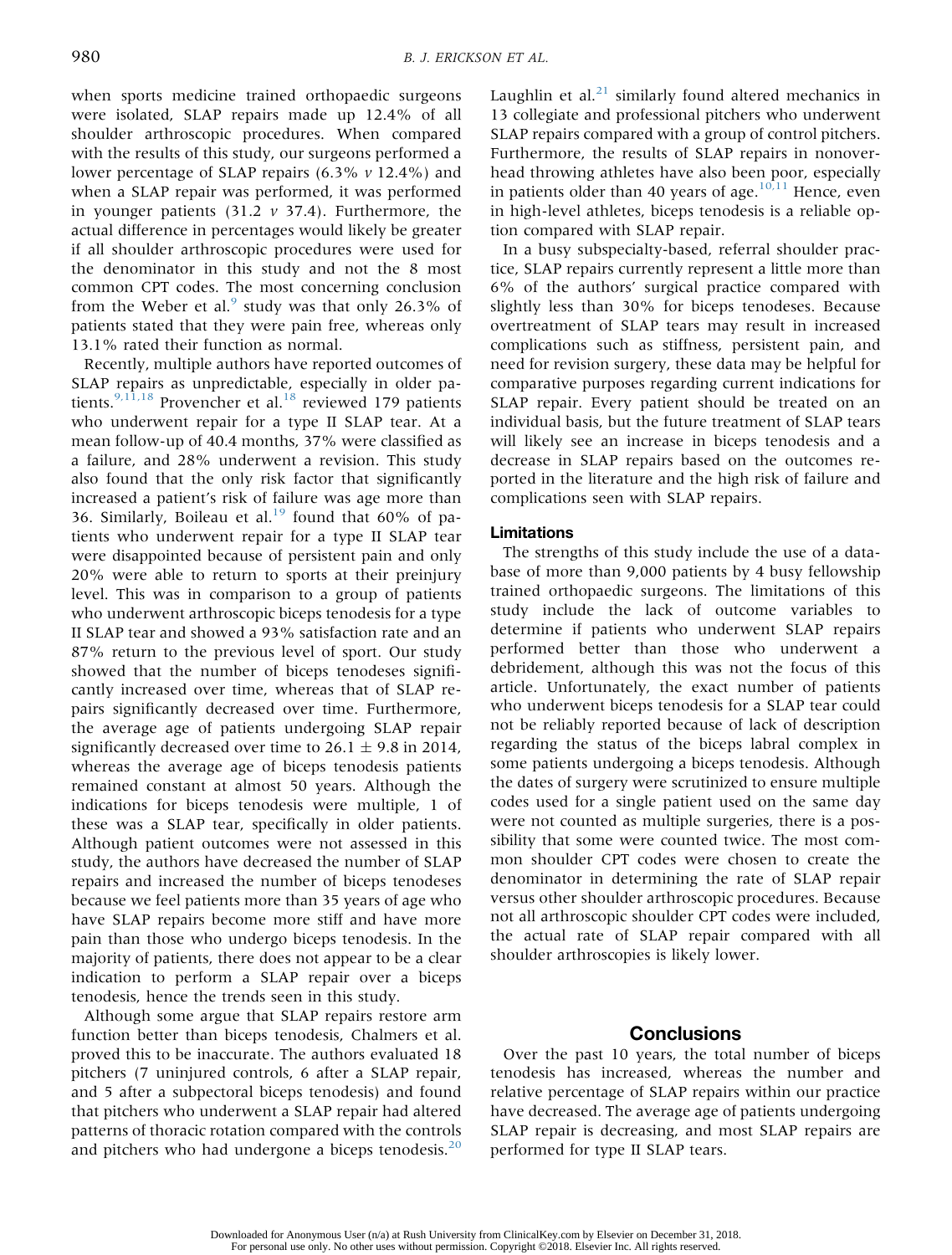when sports medicine trained orthopaedic surgeons were isolated, SLAP repairs made up 12.4% of all shoulder arthroscopic procedures. When compared with the results of this study, our surgeons performed a lower percentage of SLAP repairs (6.3% *v* 12.4%) and when a SLAP repair was performed, it was performed in younger patients (31.2 *v* 37.4). Furthermore, the actual difference in percentages would likely be greater if all shoulder arthroscopic procedures were used for the denominator in this study and not the 8 most common CPT codes. The most concerning conclusion from the Weber et al.[9] study was that only 26.3% of patients stated that they were pain free, whereas only 13.1% rated their function as normal.

Recently, multiple authors have reported outcomes of SLAP repairs as unpredictable, especially in older patients.[9,11,18] Provencher et al.[18] reviewed 179 patients who underwent repair for a type II SLAP tear. At a mean follow-up of 40.4 months, 37% were classified as a failure, and 28% underwent a revision. This study also found that the only risk factor that significantly increased a patient's risk of failure was age more than 36. Similarly, Boileau et al.[19] found that 60% of patients who underwent repair for a type II SLAP tear were disappointed because of persistent pain and only 20% were able to return to sports at their preinjury level. This was in comparison to a group of patients who underwent arthroscopic biceps tenodesis for a type II SLAP tear and showed a 93% satisfaction rate and an 87% return to the previous level of sport. Our study showed that the number of biceps tenodeses significantly increased over time, whereas that of SLAP repairs significantly decreased over time. Furthermore, the average age of patients undergoing SLAP repair significantly decreased over time to $26.1 \pm 9.8$ in 2014, whereas the average age of biceps tenodesis patients remained constant at almost 50 years. Although the indications for biceps tenodesis were multiple, 1 of these was a SLAP tear, specifically in older patients. Although patient outcomes were not assessed in this study, the authors have decreased the number of SLAP repairs and increased the number of biceps tenodeses because we feel patients more than 35 years of age who have SLAP repairs become more stiff and have more pain than those who undergo biceps tenodesis. In the majority of patients, there does not appear to be a clear indication to perform a SLAP repair over a biceps tenodesis, hence the trends seen in this study.

Although some argue that SLAP repairs restore arm function better than biceps tenodesis, Chalmers et al. proved this to be inaccurate. The authors evaluated 18 pitchers (7 uninjured controls, 6 after a SLAP repair, and 5 after a subpectoral biceps tenodesis) and found that pitchers who underwent a SLAP repair had altered patterns of thoracic rotation compared with the controls and pitchers who had undergone a biceps tenodesis.[20] Laughlin et al.[21] similarly found altered mechanics in 13 collegiate and professional pitchers who underwent SLAP repairs compared with a group of control pitchers. Furthermore, the results of SLAP repairs in nonoverhead throwing athletes have also been poor, especially in patients older than 40 years of age.[10,11] Hence, even in high-level athletes, biceps tenodesis is a reliable option compared with SLAP repair.

In a busy subspecialty-based, referral shoulder practice, SLAP repairs currently represent a little more than 6% of the authors' surgical practice compared with slightly less than 30% for biceps tenodeses. Because overtreatment of SLAP tears may result in increased complications such as stiffness, persistent pain, and need for revision surgery, these data may be helpful for comparative purposes regarding current indications for SLAP repair. Every patient should be treated on an individual basis, but the future treatment of SLAP tears will likely see an increase in biceps tenodesis and a decrease in SLAP repairs based on the outcomes reported in the literature and the high risk of failure and complications seen with SLAP repairs.

### Limitations

The strengths of this study include the use of a database of more than 9,000 patients by 4 busy fellowship trained orthopaedic surgeons. The limitations of this study include the lack of outcome variables to determine if patients who underwent SLAP repairs performed better than those who underwent a debridement, although this was not the focus of this article. Unfortunately, the exact number of patients who underwent biceps tenodesis for a SLAP tear could not be reliably reported because of lack of description regarding the status of the biceps labral complex in some patients undergoing a biceps tenodesis. Although the dates of surgery were scrutinized to ensure multiple codes used for a single patient used on the same day were not counted as multiple surgeries, there is a possibility that some were counted twice. The most common shoulder CPT codes were chosen to create the denominator in determining the rate of SLAP repair versus other shoulder arthroscopic procedures. Because not all arthroscopic shoulder CPT codes were included, the actual rate of SLAP repair compared with all shoulder arthroscopies is likely lower.

## Conclusions

Over the past 10 years, the total number of biceps tenodesis has increased, whereas the number and relative percentage of SLAP repairs within our practice have decreased. The average age of patients undergoing SLAP repair is decreasing, and most SLAP repairs are performed for type II SLAP tears.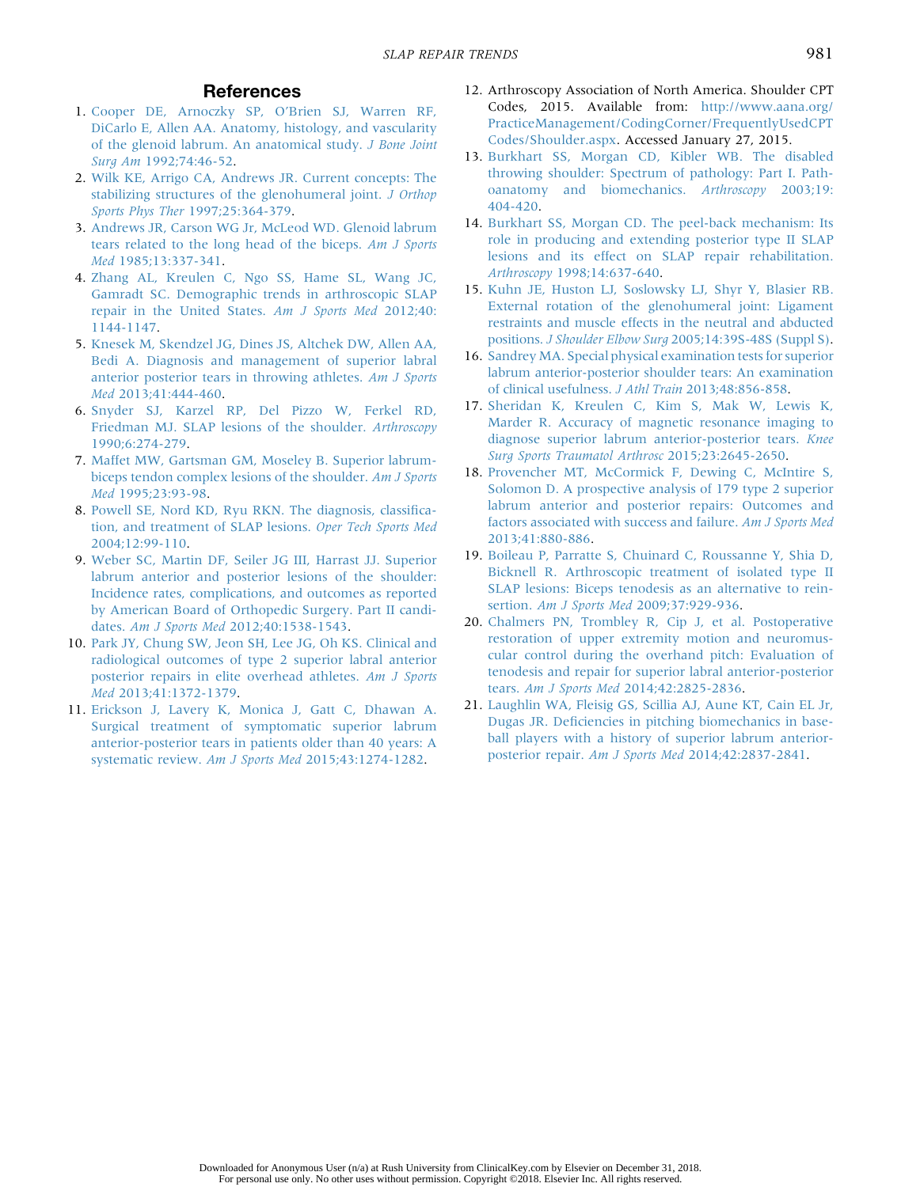## References

1. Cooper DE, Arnoczky SP, O'Brien SJ, Warren RF, DiCarlo E, Allen AA. Anatomy, histology, and vascularity of the glenoid labrum. An anatomical study. *J Bone Joint Surg Am* 1992;74:46-52.
2. Wilk KE, Arrigo CA, Andrews JR. Current concepts: The stabilizing structures of the glenohumeral joint. *J Orthop Sports Phys Ther* 1997;25:364-379.
3. Andrews JR, Carson WG Jr, McLeod WD. Glenoid labrum tears related to the long head of the biceps. *Am J Sports Med* 1985;13:337-341.
4. Zhang AL, Kreulen C, Ngo SS, Hame SL, Wang JC, Gamradt SC. Demographic trends in arthroscopic SLAP repair in the United States. *Am J Sports Med* 2012;40: 1144-1147.
5. Knesek M, Skendzel JG, Dines JS, Altchek DW, Allen AA, Bedi A. Diagnosis and management of superior labral anterior posterior tears in throwing athletes. *Am J Sports Med* 2013;41:444-460.
6. Snyder SJ, Karzel RP, Del Pizzo W, Ferkel RD, Friedman MJ. SLAP lesions of the shoulder. *Arthroscopy* 1990;6:274-279.
7. Maffet MW, Gartsman GM, Moseley B. Superior labrum-biceps tendon complex lesions of the shoulder. *Am J Sports Med* 1995;23:93-98.
8. Powell SE, Nord KD, Ryu RKN. The diagnosis, classification, and treatment of SLAP lesions. *Oper Tech Sports Med* 2004;12:99-110.
9. Weber SC, Martin DF, Seiler JG III, Harrast JJ. Superior labrum anterior and posterior lesions of the shoulder: Incidence rates, complications, and outcomes as reported by American Board of Orthopedic Surgery. Part II candidates. *Am J Sports Med* 2012;40:1538-1543.
10. Park JY, Chung SW, Jeon SH, Lee JG, Oh KS. Clinical and radiological outcomes of type 2 superior labral anterior posterior repairs in elite overhead athletes. *Am J Sports Med* 2013;41:1372-1379.
11. Erickson J, Lavery K, Monica J, Gatt C, Dhawan A. Surgical treatment of symptomatic superior labrum anterior-posterior tears in patients older than 40 years: A systematic review. *Am J Sports Med* 2015;43:1274-1282.
12. Arthroscopy Association of North America. Shoulder CPT Codes, 2015. Available from: http://www.aana.org/PracticeManagement/CodingCorner/FrequentlyUsedCPTCodes/Shoulder.aspx. Accessed January 27, 2015.
13. Burkhart SS, Morgan CD, Kibler WB. The disabled throwing shoulder: Spectrum of pathology: Part I. Pathoanatomy and biomechanics. *Arthroscopy* 2003;19: 404-420.
14. Burkhart SS, Morgan CD. The peel-back mechanism: Its role in producing and extending posterior type II SLAP lesions and its effect on SLAP repair rehabilitation. *Arthroscopy* 1998;14:637-640.
15. Kuhn JE, Huston LJ, Soslowsky LJ, Shyr Y, Blasier RB. External rotation of the glenohumeral joint: Ligament restraints and muscle effects in the neutral and abducted positions. *J Shoulder Elbow Surg* 2005;14:39S-48S (Suppl S).
16. Sandrey MA. Special physical examination tests for superior labrum anterior-posterior shoulder tears: An examination of clinical usefulness. *J Athl Train* 2013;48:856-858.
17. Sheridan K, Kreulen C, Kim S, Mak W, Lewis K, Marder R. Accuracy of magnetic resonance imaging to diagnose superior labrum anterior-posterior tears. *Knee Surg Sports Traumatol Arthrosc* 2015;23:2645-2650.
18. Provencher MT, McCormick F, Dewing C, McIntire S, Solomon D. A prospective analysis of 179 type 2 superior labrum anterior and posterior repairs: Outcomes and factors associated with success and failure. *Am J Sports Med* 2013;41:880-886.
19. Boileau P, Parratte S, Chuinard C, Roussanne Y, Shia D, Bicknell R. Arthroscopic treatment of isolated type II SLAP lesions: Biceps tenodesis as an alternative to reinsertion. *Am J Sports Med* 2009;37:929-936.
20. Chalmers PN, Trombley R, Cip J, et al. Postoperative restoration of upper extremity motion and neuromuscular control during the overhand pitch: Evaluation of tenodesis and repair for superior labral anterior-posterior tears. *Am J Sports Med* 2014;42:2825-2836.
21. Laughlin WA, Fleisig GS, Scillia AJ, Aune KT, Cain EL Jr, Dugas JR. Deficiencies in pitching biomechanics in baseball players with a history of superior labrum anterior-posterior repair. *Am J Sports Med* 2014;42:2837-2841.